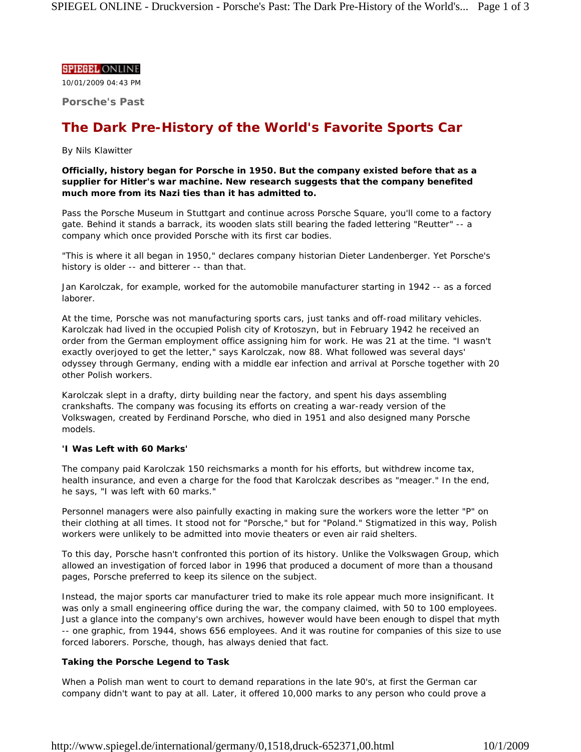SPIEGEL ONLINE

10/01/2009 04:43 PM

**Porsche's Past**

# The Dark Pre-History of the World's Favorite Sports Car

By Nils Klawitter

**Officially, history began for Porsche in 1950. But the company existed before that as a supplier for Hitler's war machine. New research suggests that the company benefited much more from its Nazi ties than it has admitted to.**

Pass the Porsche Museum in Stuttgart and continue across Porsche Square, you'll come to a factory gate. Behind it stands a barrack, its wooden slats still bearing the faded lettering "Reutter" -- a company which once provided Porsche with its first car bodies.

"This is where it all began in 1950," declares company historian Dieter Landenberger. Yet Porsche's history is older -- and bitterer -- than that.

Jan Karolczak, for example, worked for the automobile manufacturer starting in 1942 -- as a forced laborer.

At the time, Porsche was not manufacturing sports cars, just tanks and off-road military vehicles. Karolczak had lived in the occupied Polish city of Krotoszyn, but in February 1942 he received an order from the German employment office assigning him for work. He was 21 at the time. "I wasn't exactly overjoyed to get the letter," says Karolczak, now 88. What followed was several days' odyssey through Germany, ending with a middle ear infection and arrival at Porsche together with 20 other Polish workers.

Karolczak slept in a drafty, dirty building near the factory, and spent his days assembling crankshafts. The company was focusing its efforts on creating a war-ready version of the Volkswagen, created by Ferdinand Porsche, who died in 1951 and also designed many Porsche models.

**'I Was Left with 60 Marks'**

The company paid Karolczak 150 reichsmarks a month for his efforts, but withdrew income tax, health insurance, and even a charge for the food that Karolczak describes as "meager." In the end, he says, "I was left with 60 marks."

Personnel managers were also painfully exacting in making sure the workers wore the letter "P" on their clothing at all times. It stood not for "Porsche," but for "Poland." Stigmatized in this way, Polish workers were unlikely to be admitted into movie theaters or even air raid shelters.

To this day, Porsche hasn't confronted this portion of its history. Unlike the Volkswagen Group, which allowed an investigation of forced labor in 1996 that produced a document of more than a thousand pages, Porsche preferred to keep its silence on the subject.

Instead, the major sports car manufacturer tried to make its role appear much more insignificant. It was only a small engineering office during the war, the company claimed, with 50 to 100 employees. Just a glance into the company's own archives, however would have been enough to dispel that myth -- one graphic, from 1944, shows 656 employees. And it was routine for companies of this size to use forced laborers. Porsche, though, has always denied that fact.

**Taking the Porsche Legend to Task**

When a Polish man went to court to demand reparations in the late 90's, at first the German car company didn't want to pay at all. Later, it offered 10,000 marks to any person who could prove a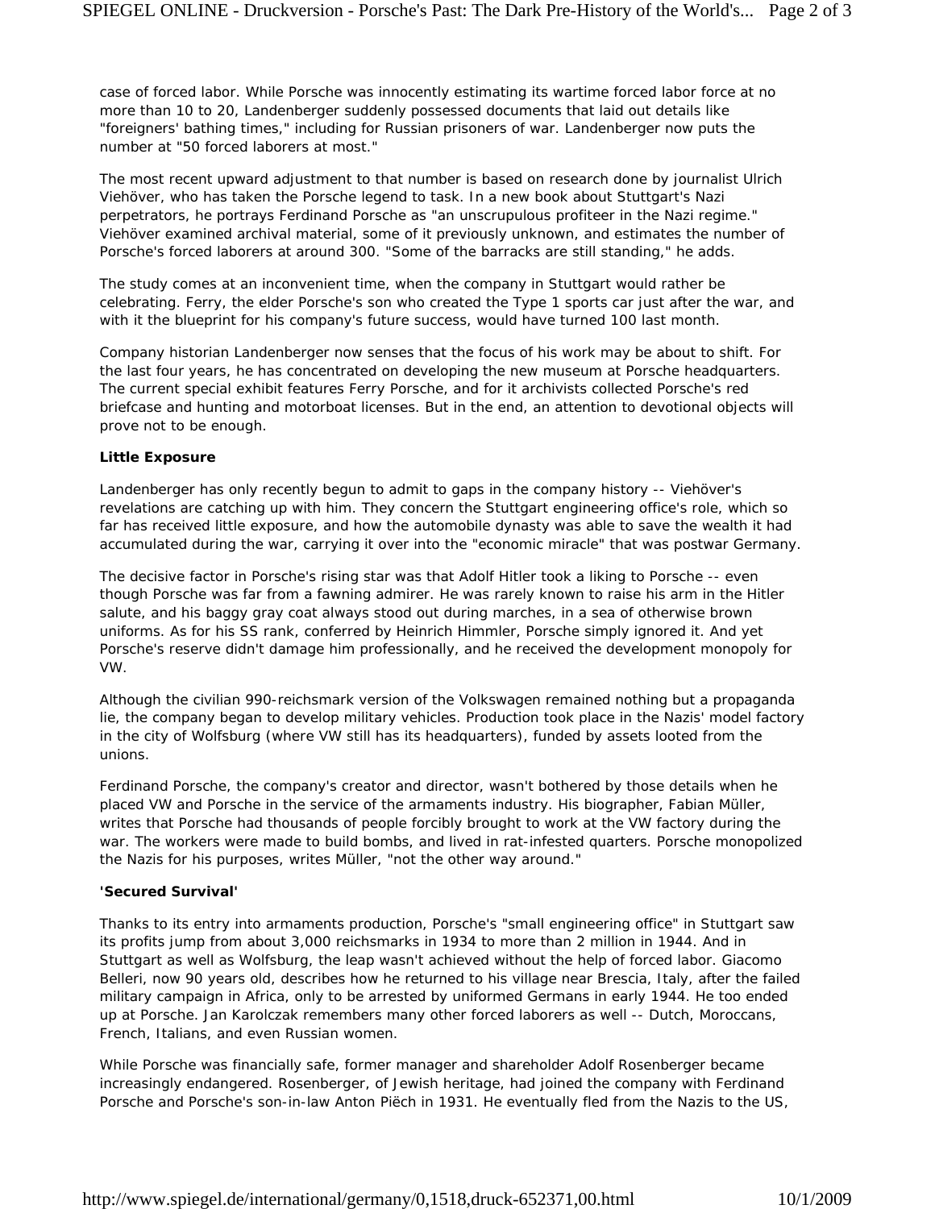case of forced labor. While Porsche was innocently estimating its wartime forced labor force at no more than 10 to 20, Landenberger suddenly possessed documents that laid out details like "foreigners' bathing times," including for Russian prisoners of war. Landenberger now puts the number at "50 forced laborers at most."

The most recent upward adjustment to that number is based on research done by journalist Ulrich Viehöver, who has taken the Porsche legend to task. In a new book about Stuttgart's Nazi perpetrators, he portrays Ferdinand Porsche as "an unscrupulous profiteer in the Nazi regime." Viehöver examined archival material, some of it previously unknown, and estimates the number of Porsche's forced laborers at around 300. "Some of the barracks are still standing," he adds.

The study comes at an inconvenient time, when the company in Stuttgart would rather be celebrating. Ferry, the elder Porsche's son who created the Type 1 sports car just after the war, and with it the blueprint for his company's future success, would have turned 100 last month.

Company historian Landenberger now senses that the focus of his work may be about to shift. For the last four years, he has concentrated on developing the new museum at Porsche headquarters. The current special exhibit features Ferry Porsche, and for it archivists collected Porsche's red briefcase and hunting and motorboat licenses. But in the end, an attention to devotional objects will prove not to be enough.

**Little Exposure**

Landenberger has only recently begun to admit to gaps in the company history -- Viehöver's revelations are catching up with him. They concern the Stuttgart engineering office's role, which so far has received little exposure, and how the automobile dynasty was able to save the wealth it had accumulated during the war, carrying it over into the "economic miracle" that was postwar Germany.

The decisive factor in Porsche's rising star was that Adolf Hitler took a liking to Porsche -- even though Porsche was far from a fawning admirer. He was rarely known to raise his arm in the Hitler salute, and his baggy gray coat always stood out during marches, in a sea of otherwise brown uniforms. As for his SS rank, conferred by Heinrich Himmler, Porsche simply ignored it. And yet Porsche's reserve didn't damage him professionally, and he received the development monopoly for VW.

Although the civilian 990-reichsmark version of the Volkswagen remained nothing but a propaganda lie, the company began to develop military vehicles. Production took place in the Nazis' model factory in the city of Wolfsburg (where VW still has its headquarters), funded by assets looted from the unions.

Ferdinand Porsche, the company's creator and director, wasn't bothered by those details when he placed VW and Porsche in the service of the armaments industry. His biographer, Fabian Müller, writes that Porsche had thousands of people forcibly brought to work at the VW factory during the war. The workers were made to build bombs, and lived in rat-infested quarters. Porsche monopolized the Nazis for his purposes, writes Müller, "not the other way around."

**'Secured Survival'**

Thanks to its entry into armaments production, Porsche's "small engineering office" in Stuttgart saw its profits jump from about 3,000 reichsmarks in 1934 to more than 2 million in 1944. And in Stuttgart as well as Wolfsburg, the leap wasn't achieved without the help of forced labor. Giacomo Belleri, now 90 years old, describes how he returned to his village near Brescia, Italy, after the failed military campaign in Africa, only to be arrested by uniformed Germans in early 1944. He too ended up at Porsche. Jan Karolczak remembers many other forced laborers as well -- Dutch, Moroccans, French, Italians, and even Russian women.

While Porsche was financially safe, former manager and shareholder Adolf Rosenberger became increasingly endangered. Rosenberger, of Jewish heritage, had joined the company with Ferdinand Porsche and Porsche's son-in-law Anton Piëch in 1931. He eventually fled from the Nazis to the US,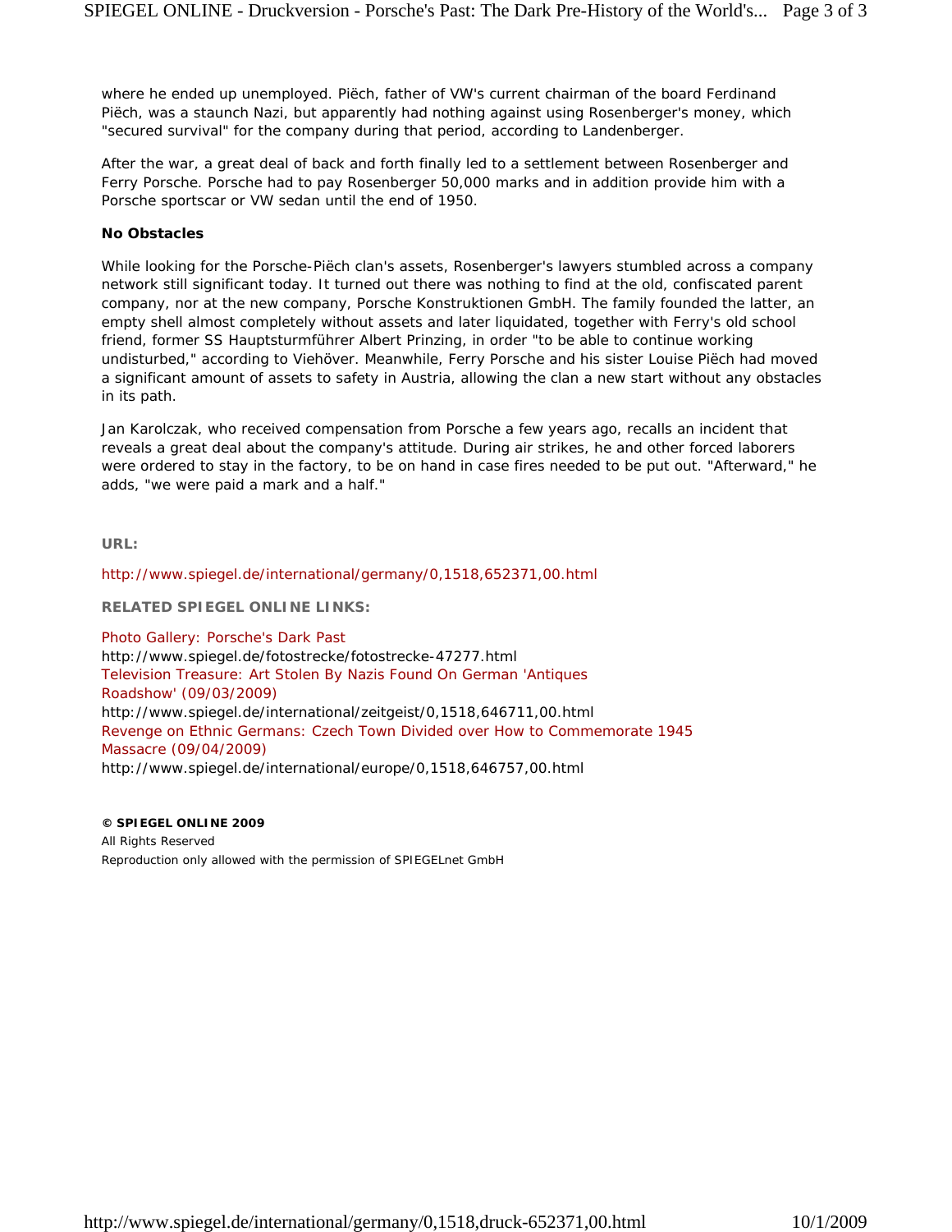where he ended up unemployed. Piëch, father of VW's current chairman of the board Ferdinand Piëch, was a staunch Nazi, but apparently had nothing against using Rosenberger's money, which "secured survival" for the company during that period, according to Landenberger.

After the war, a great deal of back and forth finally led to a settlement between Rosenberger and Ferry Porsche. Porsche had to pay Rosenberger 50,000 marks and in addition provide him with a Porsche sportscar or VW sedan until the end of 1950.

**No Obstacles**

While looking for the Porsche-Piëch clan's assets, Rosenberger's lawyers stumbled across a company network still significant today. It turned out there was nothing to find at the old, confiscated parent company, nor at the new company, Porsche Konstruktionen GmbH. The family founded the latter, an empty shell almost completely without assets and later liquidated, together with Ferry's old school friend, former SS Hauptsturmführer Albert Prinzing, in order "to be able to continue working undisturbed," according to Viehöver. Meanwhile, Ferry Porsche and his sister Louise Piëch had moved a significant amount of assets to safety in Austria, allowing the clan a new start without any obstacles in its path.

Jan Karolczak, who received compensation from Porsche a few years ago, recalls an incident that reveals a great deal about the company's attitude. During air strikes, he and other forced laborers were ordered to stay in the factory, to be on hand in case fires needed to be put out. "Afterward," he adds, "we were paid a mark and a half."

**URL:**

http://www.spiegel.de/international/germany/0,1518,652371,00.html

**RELATED SPIEGEL ONLINE LINKS:**

Photo Gallery: Porsche's Dark Past
http://www.spiegel.de/fotostrecke/fotostrecke-47277.html
Television Treasure: Art Stolen By Nazis Found On German 'Antiques Roadshow' (09/03/2009)
http://www.spiegel.de/international/zeitgeist/0,1518,646711,00.html
Revenge on Ethnic Germans: Czech Town Divided over How to Commemorate 1945 Massacre (09/04/2009)
http://www.spiegel.de/international/europe/0,1518,646757,00.html

**© SPIEGEL ONLINE 2009**
All Rights Reserved
Reproduction only allowed with the permission of SPIEGELnet GmbH